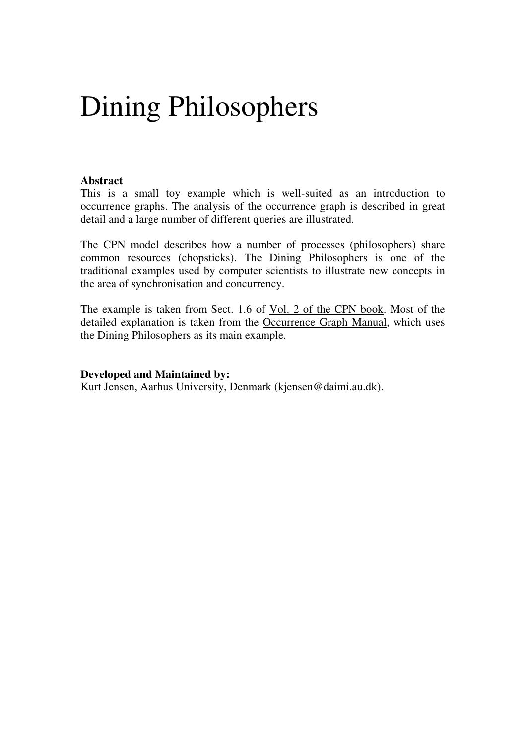# Dining Philosophers

**Abstract**
This is a small toy example which is well-suited as an introduction to occurrence graphs. The analysis of the occurrence graph is described in great detail and a large number of different queries are illustrated.

The CPN model describes how a number of processes (philosophers) share common resources (chopsticks). The Dining Philosophers is one of the traditional examples used by computer scientists to illustrate new concepts in the area of synchronisation and concurrency.

The example is taken from Sect. 1.6 of Vol. 2 of the CPN book. Most of the detailed explanation is taken from the Occurrence Graph Manual, which uses the Dining Philosophers as its main example.

**Developed and Maintained by:**
Kurt Jensen, Aarhus University, Denmark (kjensen@daimi.au.dk).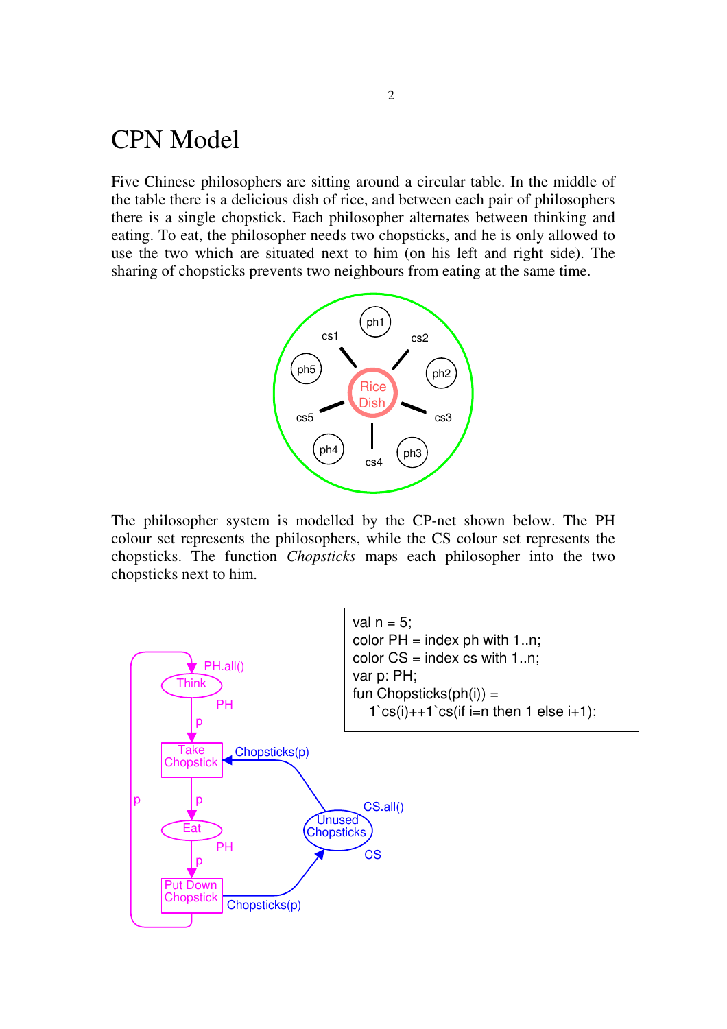# CPN Model

Five Chinese philosophers are sitting around a circular table. In the middle of the table there is a delicious dish of rice, and between each pair of philosophers there is a single chopstick. Each philosopher alternates between thinking and eating. To eat, the philosopher needs two chopsticks, and he is only allowed to use the two which are situated next to him (on his left and right side). The sharing of chopsticks prevents two neighbours from eating at the same time.

ph1
cs1
cs2
ph5
ph2
Rice Dish
cs5
cs3
ph4
cs4
ph3

The philosopher system is modelled by the CP-net shown below. The PH colour set represents the philosophers, while the CS colour set represents the chopsticks. The function *Chopsticks* maps each philosopher into the two chopsticks next to him.

```
val n = 5;
color PH = index ph with 1..n;
color CS = index cs with 1..n;
var p: PH;
fun Chopsticks(ph(i)) =
    1`cs(i)++1`cs(if i=n then 1 else i+1);
```

PH.all()
Think
PH
p
Take Chopstick
Chopsticks(p)
p
p
CS.all()
Unused Chopsticks
Eat
CS
PH
p
Put Down Chopstick
Chopsticks(p)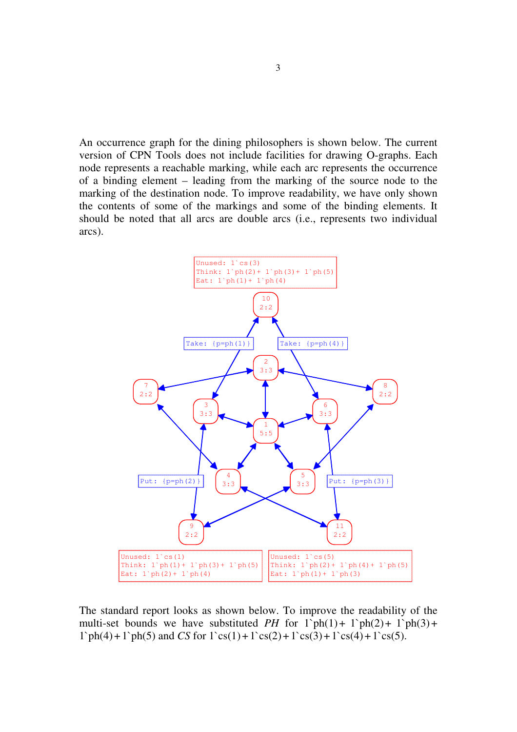An occurrence graph for the dining philosophers is shown below. The current version of CPN Tools does not include facilities for drawing O-graphs. Each node represents a reachable marking, while each arc represents the occurrence of a binding element – leading from the marking of the source node to the marking of the destination node. To improve readability, we have only shown the contents of some of the markings and some of the binding elements. It should be noted that all arcs are double arcs (i.e., represents two individual arcs).

Unused: 1`cs(3)
Think: 1`ph(2)+ 1`ph(3)+ 1`ph(5)
Eat: 1`ph(1)+ 1`ph(4)

10
2:2

Take: {p=ph(1)}

Take: {p=ph(4)}

2
3:3

7
2:2

8
2:2

3
3:3

6
3:3

1
5:5

4
3:3

5
3:3

Put: {p=ph(2)}

Put: {p=ph(3)}

9
2:2

11
2:2

Unused: 1`cs(1)
Think: 1`ph(1)+ 1`ph(3)+ 1`ph(5)
Eat: 1`ph(2)+ 1`ph(4)

Unused: 1`cs(5)
Think: 1`ph(2)+ 1`ph(4)+ 1`ph(5)
Eat: 1`ph(1)+ 1`ph(3)

The standard report looks as shown below. To improve the readability of the multi-set bounds we have substituted *PH* for 1`ph(1) + 1`ph(2) + 1`ph(3) + 1`ph(4) + 1`ph(5) and *CS* for 1`cs(1) + 1`cs(2) + 1`cs(3) + 1`cs(4) + 1`cs(5).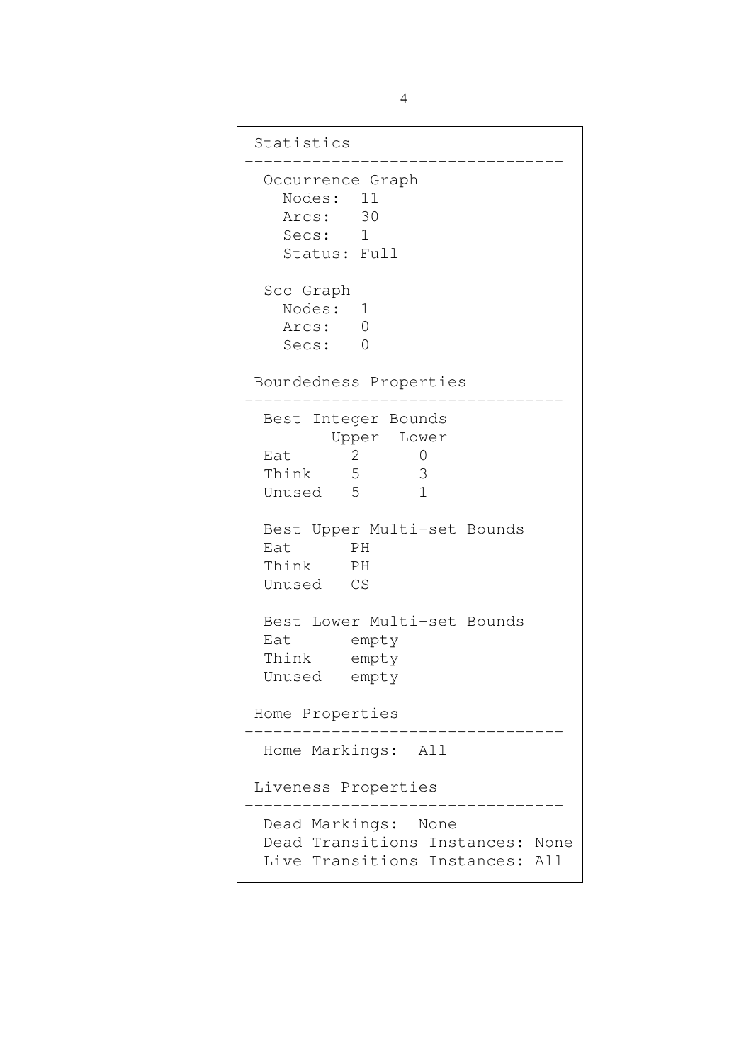```
Statistics
---------------------------------
  Occurrence Graph
    Nodes:  11
    Arcs:   30
    Secs:   1
    Status: Full

  Scc Graph
    Nodes:  1
    Arcs:   0
    Secs:   0

 Boundedness Properties
---------------------------------
  Best Integer Bounds
         Upper  Lower
  Eat      2      0
  Think    5      3
  Unused   5      1

  Best Upper Multi-set Bounds
  Eat      PH
  Think    PH
  Unused   CS

  Best Lower Multi-set Bounds
  Eat      empty
  Think    empty
  Unused   empty

 Home Properties
---------------------------------
  Home Markings:  All

 Liveness Properties
---------------------------------
  Dead Markings:  None
  Dead Transitions Instances: None
  Live Transitions Instances: All
```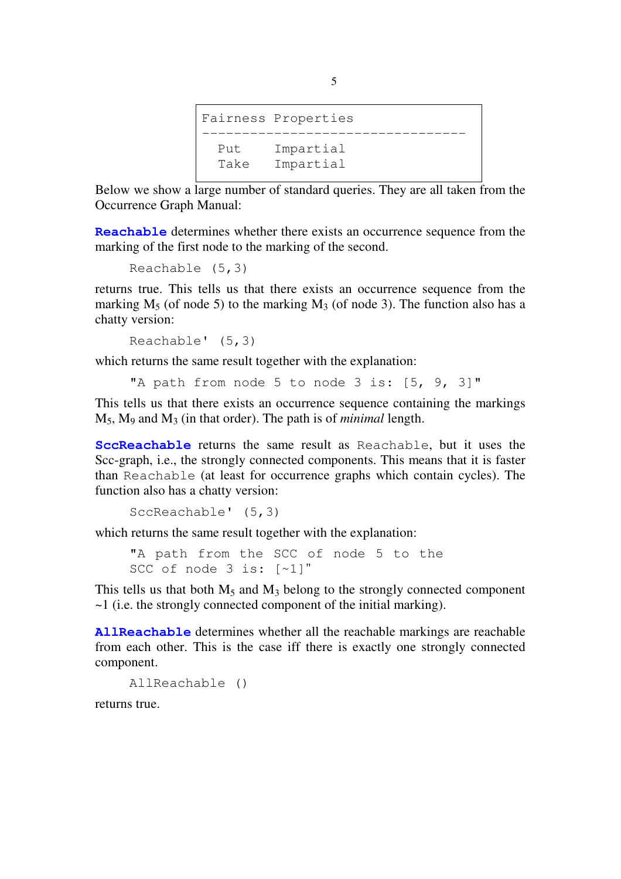```
Fairness Properties
---------------------------------
  Put     Impartial
  Take    Impartial
```

Below we show a large number of standard queries. They are all taken from the Occurrence Graph Manual:

**Reachable** determines whether there exists an occurrence sequence from the marking of the first node to the marking of the second.

```
Reachable (5,3)
```

returns true. This tells us that there exists an occurrence sequence from the marking $M_5$ (of node 5) to the marking $M_3$ (of node 3). The function also has a chatty version:

```
Reachable' (5,3)
```

which returns the same result together with the explanation:

```
"A path from node 5 to node 3 is: [5, 9, 3]"
```

This tells us that there exists an occurrence sequence containing the markings $M_5$, $M_9$ and $M_3$ (in that order). The path is of *minimal* length.

**SccReachable** returns the same result as `Reachable`, but it uses the Scc-graph, i.e., the strongly connected components. This means that it is faster than `Reachable` (at least for occurrence graphs which contain cycles). The function also has a chatty version:

```
SccReachable' (5,3)
```

which returns the same result together with the explanation:

```
"A path from the SCC of node 5 to the
SCC of node 3 is: [~1]"
```

This tells us that both $M_5$ and $M_3$ belong to the strongly connected component ~1 (i.e. the strongly connected component of the initial marking).

**AllReachable** determines whether all the reachable markings are reachable from each other. This is the case iff there is exactly one strongly connected component.

```
AllReachable ()
```

returns true.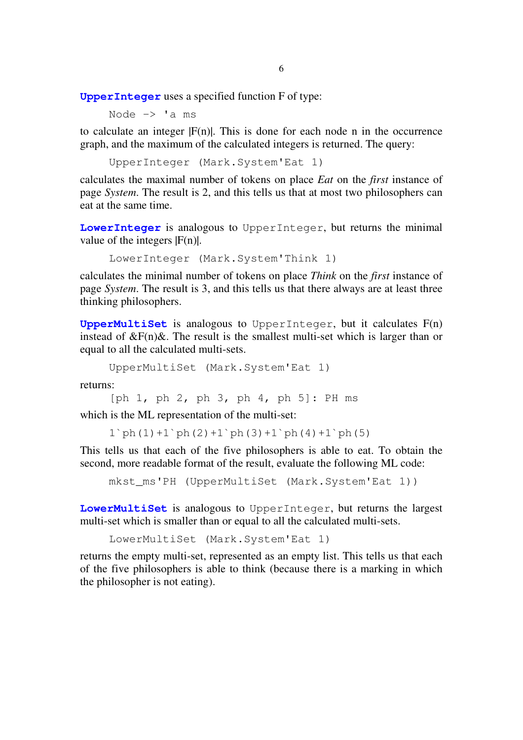**UpperInteger** uses a specified function F of type:

```
Node -> 'a ms
```

to calculate an integer |F(n)|. This is done for each node n in the occurrence graph, and the maximum of the calculated integers is returned. The query:

```
UpperInteger (Mark.System'Eat 1)
```

calculates the maximal number of tokens on place *Eat* on the *first* instance of page *System*. The result is 2, and this tells us that at most two philosophers can eat at the same time.

**LowerInteger** is analogous to `UpperInteger`, but returns the minimal value of the integers |F(n)|.

```
LowerInteger (Mark.System'Think 1)
```

calculates the minimal number of tokens on place *Think* on the *first* instance of page *System*. The result is 3, and this tells us that there always are at least three thinking philosophers.

**UpperMultiSet** is analogous to `UpperInteger`, but it calculates F(n) instead of &F(n)&. The result is the smallest multi-set which is larger than or equal to all the calculated multi-sets.

```
UpperMultiSet (Mark.System'Eat 1)
```

returns:

```
[ph 1, ph 2, ph 3, ph 4, ph 5]: PH ms
```

which is the ML representation of the multi-set:

```
1`ph(1)+1`ph(2)+1`ph(3)+1`ph(4)+1`ph(5)
```

This tells us that each of the five philosophers is able to eat. To obtain the second, more readable format of the result, evaluate the following ML code:

```
mkst_ms'PH (UpperMultiSet (Mark.System'Eat 1))
```

**LowerMultiSet** is analogous to `UpperInteger`, but returns the largest multi-set which is smaller than or equal to all the calculated multi-sets.

```
LowerMultiSet (Mark.System'Eat 1)
```

returns the empty multi-set, represented as an empty list. This tells us that each of the five philosophers is able to think (because there is a marking in which the philosopher is not eating).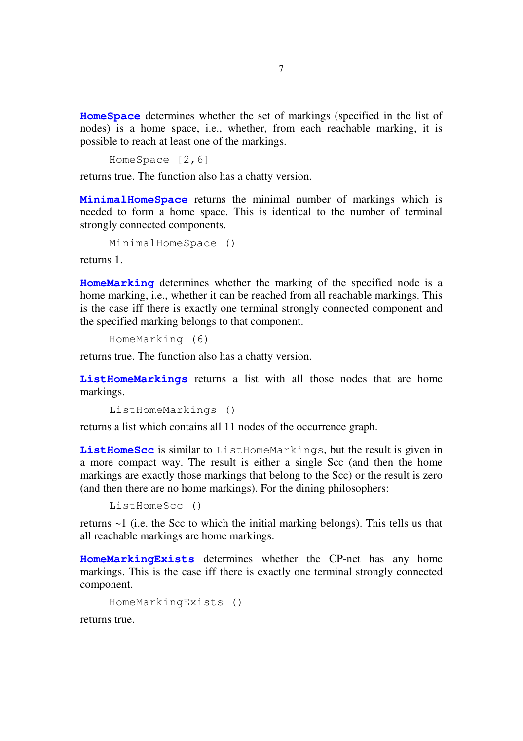**HomeSpace** determines whether the set of markings (specified in the list of nodes) is a home space, i.e., whether, from each reachable marking, it is possible to reach at least one of the markings.

```
HomeSpace [2,6]
```

returns true. The function also has a chatty version.

**MinimalHomeSpace** returns the minimal number of markings which is needed to form a home space. This is identical to the number of terminal strongly connected components.

```
MinimalHomeSpace ()
```

returns 1.

**HomeMarking** determines whether the marking of the specified node is a home marking, i.e., whether it can be reached from all reachable markings. This is the case iff there is exactly one terminal strongly connected component and the specified marking belongs to that component.

```
HomeMarking (6)
```

returns true. The function also has a chatty version.

**ListHomeMarkings** returns a list with all those nodes that are home markings.

```
ListHomeMarkings ()
```

returns a list which contains all 11 nodes of the occurrence graph.

**ListHomeScc** is similar to `ListHomeMarkings`, but the result is given in a more compact way. The result is either a single Scc (and then the home markings are exactly those markings that belong to the Scc) or the result is zero (and then there are no home markings). For the dining philosophers:

```
ListHomeScc ()
```

returns ~1 (i.e. the Scc to which the initial marking belongs). This tells us that all reachable markings are home markings.

**HomeMarkingExists** determines whether the CP-net has any home markings. This is the case iff there is exactly one terminal strongly connected component.

```
HomeMarkingExists ()
```

returns true.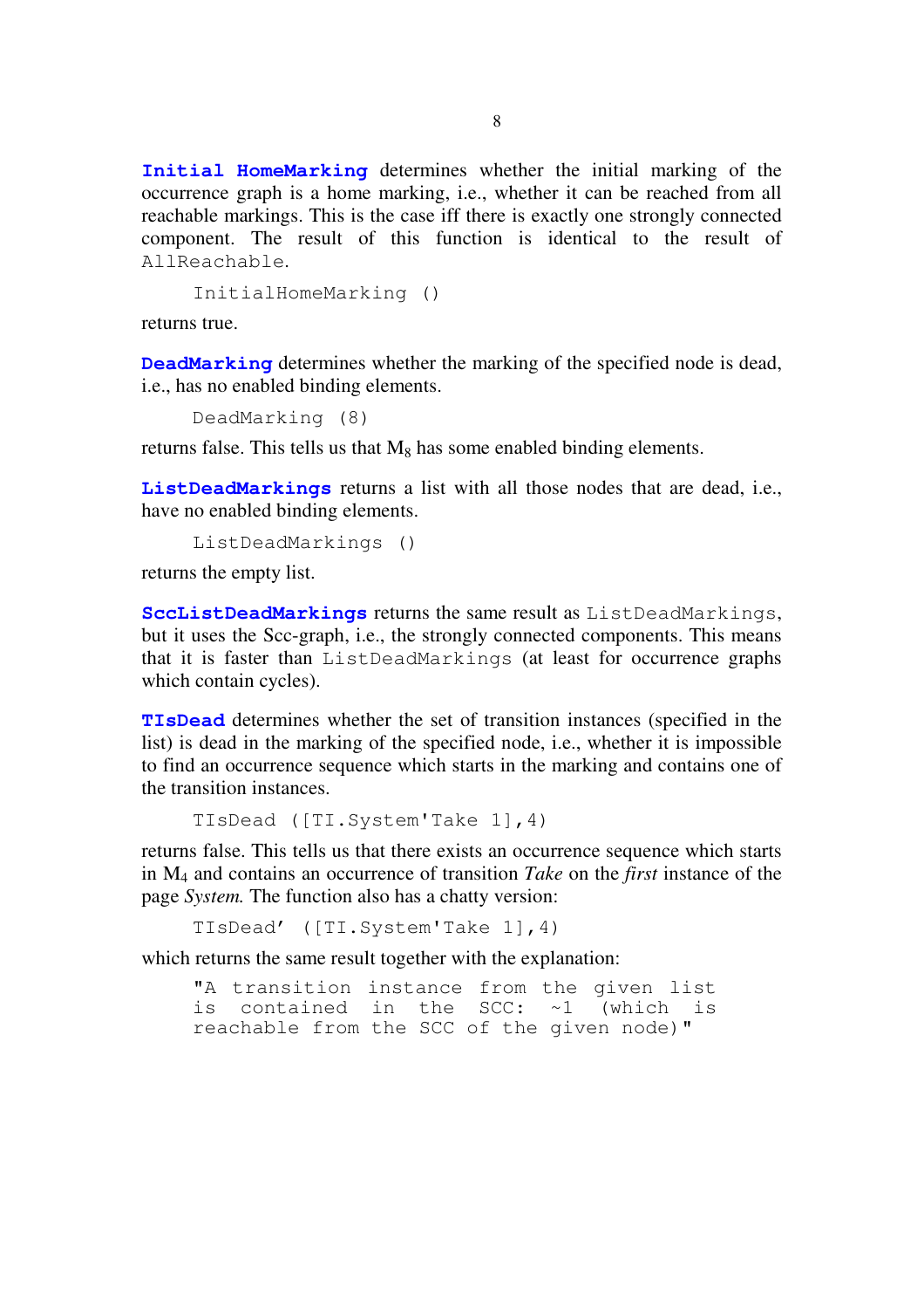**Initial HomeMarking** determines whether the initial marking of the occurrence graph is a home marking, i.e., whether it can be reached from all reachable markings. This is the case iff there is exactly one strongly connected component. The result of this function is identical to the result of `AllReachable`.

```
InitialHomeMarking ()
```

returns true.

**DeadMarking** determines whether the marking of the specified node is dead, i.e., has no enabled binding elements.

```
DeadMarking (8)
```

returns false. This tells us that $M_8$ has some enabled binding elements.

**ListDeadMarkings** returns a list with all those nodes that are dead, i.e., have no enabled binding elements.

```
ListDeadMarkings ()
```

returns the empty list.

**SccListDeadMarkings** returns the same result as `ListDeadMarkings`, but it uses the Scc-graph, i.e., the strongly connected components. This means that it is faster than `ListDeadMarkings` (at least for occurrence graphs which contain cycles).

**TIsDead** determines whether the set of transition instances (specified in the list) is dead in the marking of the specified node, i.e., whether it is impossible to find an occurrence sequence which starts in the marking and contains one of the transition instances.

```
TIsDead ([TI.System'Take 1],4)
```

returns false. This tells us that there exists an occurrence sequence which starts in $M_4$ and contains an occurrence of transition *Take* on the *first* instance of the page *System.* The function also has a chatty version:

```
TIsDead' ([TI.System'Take 1],4)
```

which returns the same result together with the explanation:

```
"A transition instance from the given list
is contained in the SCC: ~1 (which is
reachable from the SCC of the given node)"
```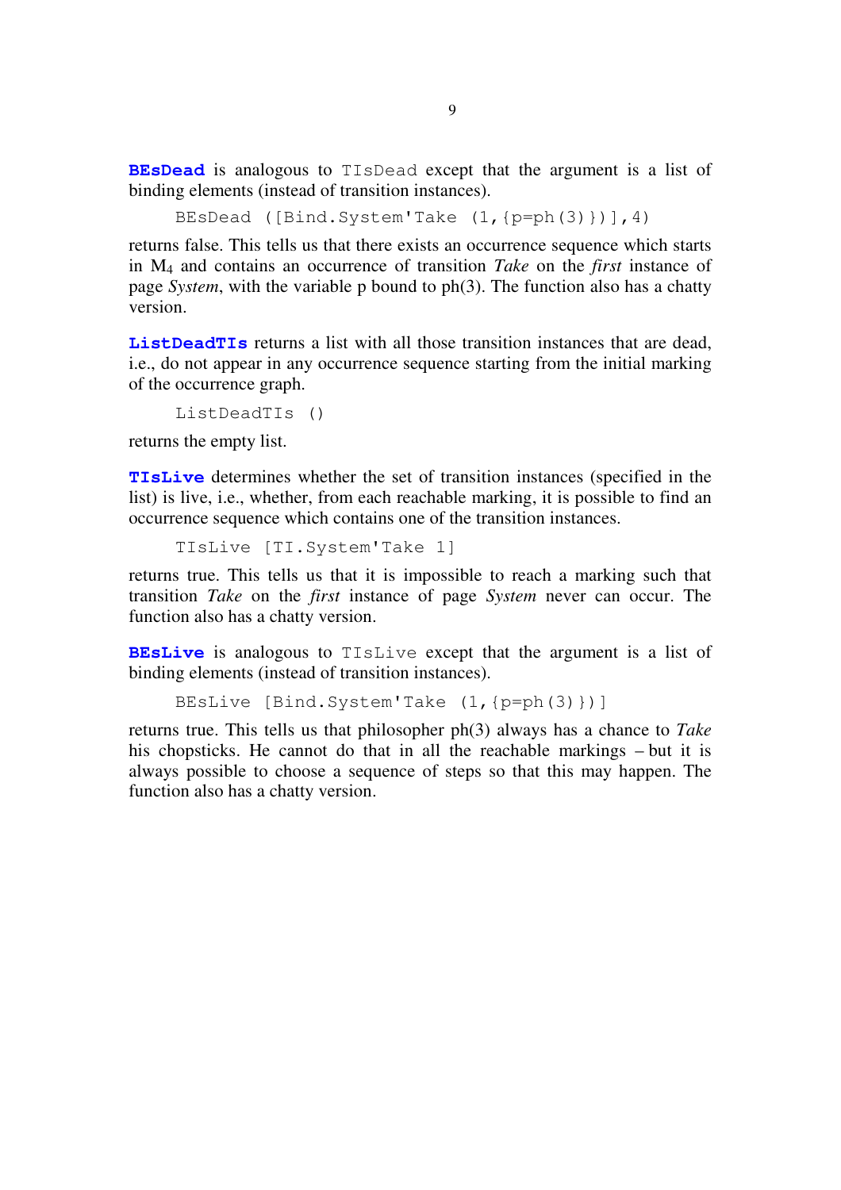**BEsDead** is analogous to `TIsDead` except that the argument is a list of binding elements (instead of transition instances).

```
BEsDead ([Bind.System'Take (1,{p=ph(3)})],4)
```

returns false. This tells us that there exists an occurrence sequence which starts in $M_4$ and contains an occurrence of transition *Take* on the *first* instance of page *System*, with the variable p bound to ph(3). The function also has a chatty version.

**ListDeadTIs** returns a list with all those transition instances that are dead, i.e., do not appear in any occurrence sequence starting from the initial marking of the occurrence graph.

```
ListDeadTIs ()
```

returns the empty list.

**TIsLive** determines whether the set of transition instances (specified in the list) is live, i.e., whether, from each reachable marking, it is possible to find an occurrence sequence which contains one of the transition instances.

```
TIsLive [TI.System'Take 1]
```

returns true. This tells us that it is impossible to reach a marking such that transition *Take* on the *first* instance of page *System* never can occur. The function also has a chatty version.

**BEsLive** is analogous to `TIsLive` except that the argument is a list of binding elements (instead of transition instances).

```
BEsLive [Bind.System'Take (1,{p=ph(3)})]
```

returns true. This tells us that philosopher ph(3) always has a chance to *Take* his chopsticks. He cannot do that in all the reachable markings – but it is always possible to choose a sequence of steps so that this may happen. The function also has a chatty version.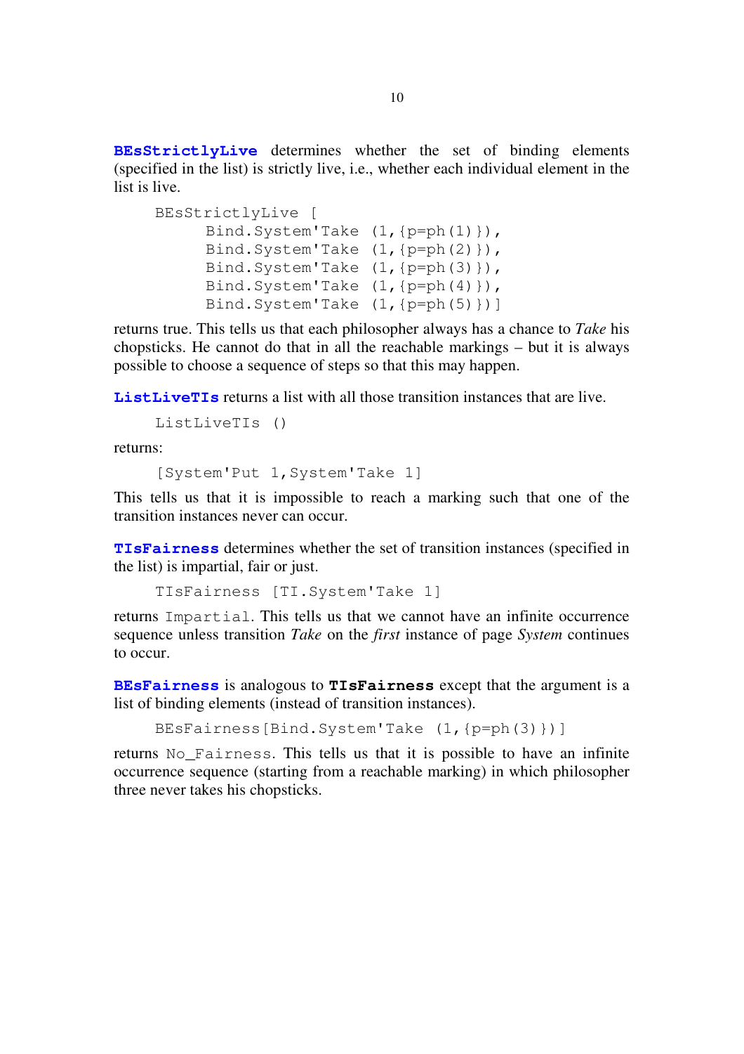**BEsStrictlyLive** determines whether the set of binding elements (specified in the list) is strictly live, i.e., whether each individual element in the list is live.

```
BEsStrictlyLive [
      Bind.System'Take (1,{p=ph(1)}),
      Bind.System'Take (1,{p=ph(2)}),
      Bind.System'Take (1,{p=ph(3)}),
      Bind.System'Take (1,{p=ph(4)}),
      Bind.System'Take (1,{p=ph(5)})]
```

returns true. This tells us that each philosopher always has a chance to *Take* his chopsticks. He cannot do that in all the reachable markings – but it is always possible to choose a sequence of steps so that this may happen.

**ListLiveTIs** returns a list with all those transition instances that are live.

```
ListLiveTIs ()
```

returns:

```
[System'Put 1,System'Take 1]
```

This tells us that it is impossible to reach a marking such that one of the transition instances never can occur.

**TIsFairness** determines whether the set of transition instances (specified in the list) is impartial, fair or just.

```
TIsFairness [TI.System'Take 1]
```

returns `Impartial`. This tells us that we cannot have an infinite occurrence sequence unless transition *Take* on the *first* instance of page *System* continues to occur.

**BEsFairness** is analogous to **TIsFairness** except that the argument is a list of binding elements (instead of transition instances).

```
BEsFairness[Bind.System'Take (1,{p=ph(3)})]
```

returns `No_Fairness`. This tells us that it is possible to have an infinite occurrence sequence (starting from a reachable marking) in which philosopher three never takes his chopsticks.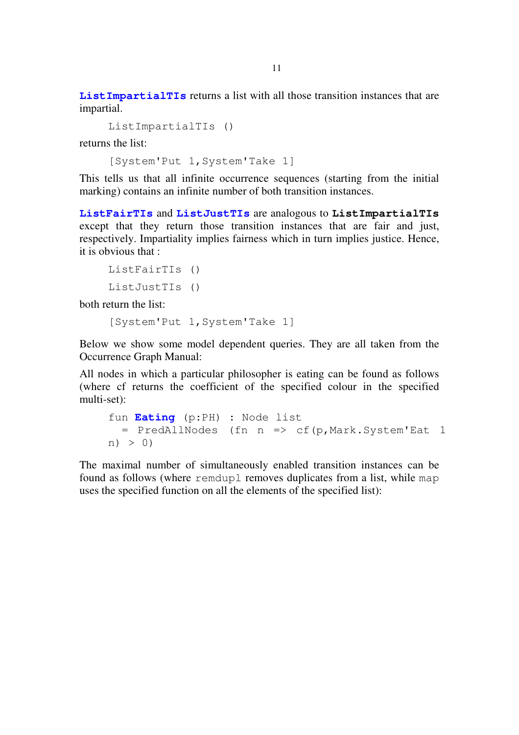**ListImpartialTIs** returns a list with all those transition instances that are impartial.

```
ListImpartialTIs ()
```

returns the list:

```
[System'Put 1,System'Take 1]
```

This tells us that all infinite occurrence sequences (starting from the initial marking) contains an infinite number of both transition instances.

**ListFairTIs** and **ListJustTIs** are analogous to **ListImpartialTIs** except that they return those transition instances that are fair and just, respectively. Impartiality implies fairness which in turn implies justice. Hence, it is obvious that :

```
ListFairTIs ()

ListJustTIs ()
```

both return the list:

```
[System'Put 1,System'Take 1]
```

Below we show some model dependent queries. They are all taken from the Occurrence Graph Manual:

All nodes in which a particular philosopher is eating can be found as follows (where cf returns the coefficient of the specified colour in the specified multi-set):

```
fun Eating (p:PH) : Node list
  = PredAllNodes (fn n => cf(p,Mark.System'Eat 1
n) > 0)
```

The maximal number of simultaneously enabled transition instances can be found as follows (where `remdupl` removes duplicates from a list, while `map` uses the specified function on all the elements of the specified list):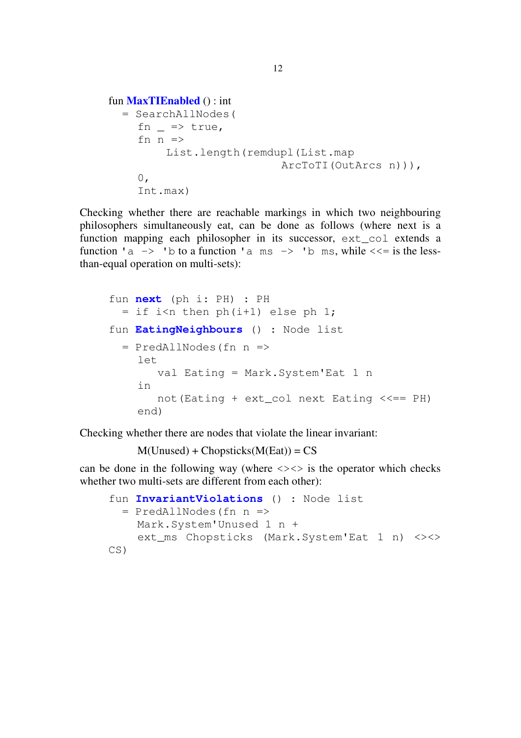```
fun MaxTIEnabled () : int
  = SearchAllNodes(
     fn _ => true,
     fn n =>
         List.length(remdupl(List.map
                             ArcToTI(OutArcs n))),
     0,
     Int.max)
```

Checking whether there are reachable markings in which two neighbouring philosophers simultaneously eat, can be done as follows (where next is a function mapping each philosopher in its successor, `ext_col` extends a function `'a -> 'b` to a function `'a ms -> 'b ms`, while <<= is the less-than-equal operation on multi-sets):

```
fun next (ph i: PH) : PH
  = if i<n then ph(i+1) else ph 1;
fun EatingNeighbours () : Node list
  = PredAllNodes(fn n =>
     let
        val Eating = Mark.System'Eat 1 n
     in
        not(Eating + ext_col next Eating <<== PH)
     end)
```

Checking whether there are nodes that violate the linear invariant:

M(Unused) + Chopsticks(M(Eat)) = CS

can be done in the following way (where <><> is the operator which checks whether two multi-sets are different from each other):

```
fun InvariantViolations () : Node list
  = PredAllNodes(fn n =>
     Mark.System'Unused 1 n +
     ext_ms Chopsticks (Mark.System'Eat 1 n) <><>
CS)
```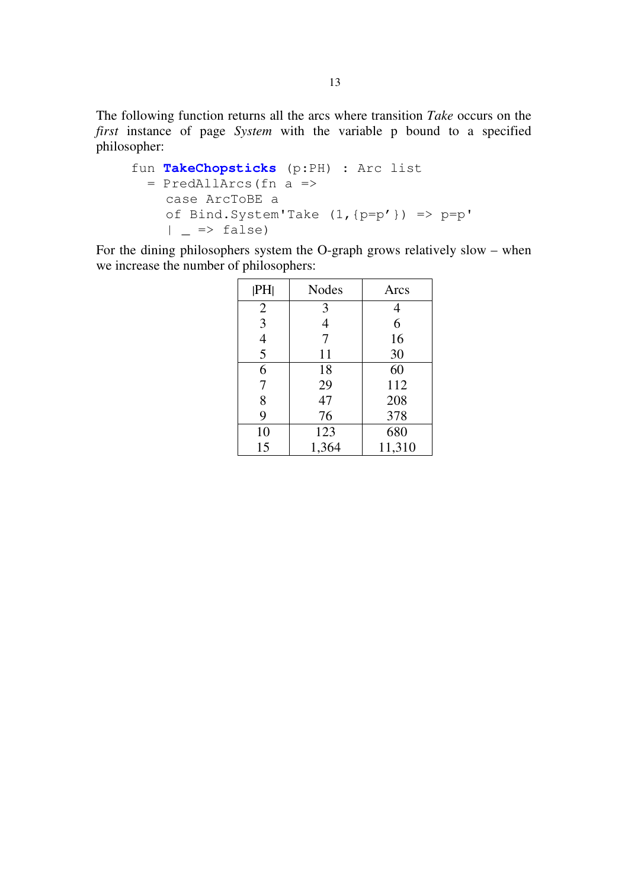The following function returns all the arcs where transition *Take* occurs on the *first* instance of page *System* with the variable p bound to a specified philosopher:

```
fun TakeChopsticks (p:PH) : Arc list
  = PredAllArcs(fn a =>
    case ArcToBE a
    of Bind.System'Take (1,{p=p'}) => p=p'
    | _ => false)
```

For the dining philosophers system the O-graph grows relatively slow – when we increase the number of philosophers:

| \|PH\| | Nodes | Arcs |
|---|---|---|
| 2 | 3 | 4 |
| 3 | 4 | 6 |
| 4 | 7 | 16 |
| 5 | 11 | 30 |
| 6 | 18 | 60 |
| 7 | 29 | 112 |
| 8 | 47 | 208 |
| 9 | 76 | 378 |
| 10 | 123 | 680 |
| 15 | 1,364 | 11,310 |